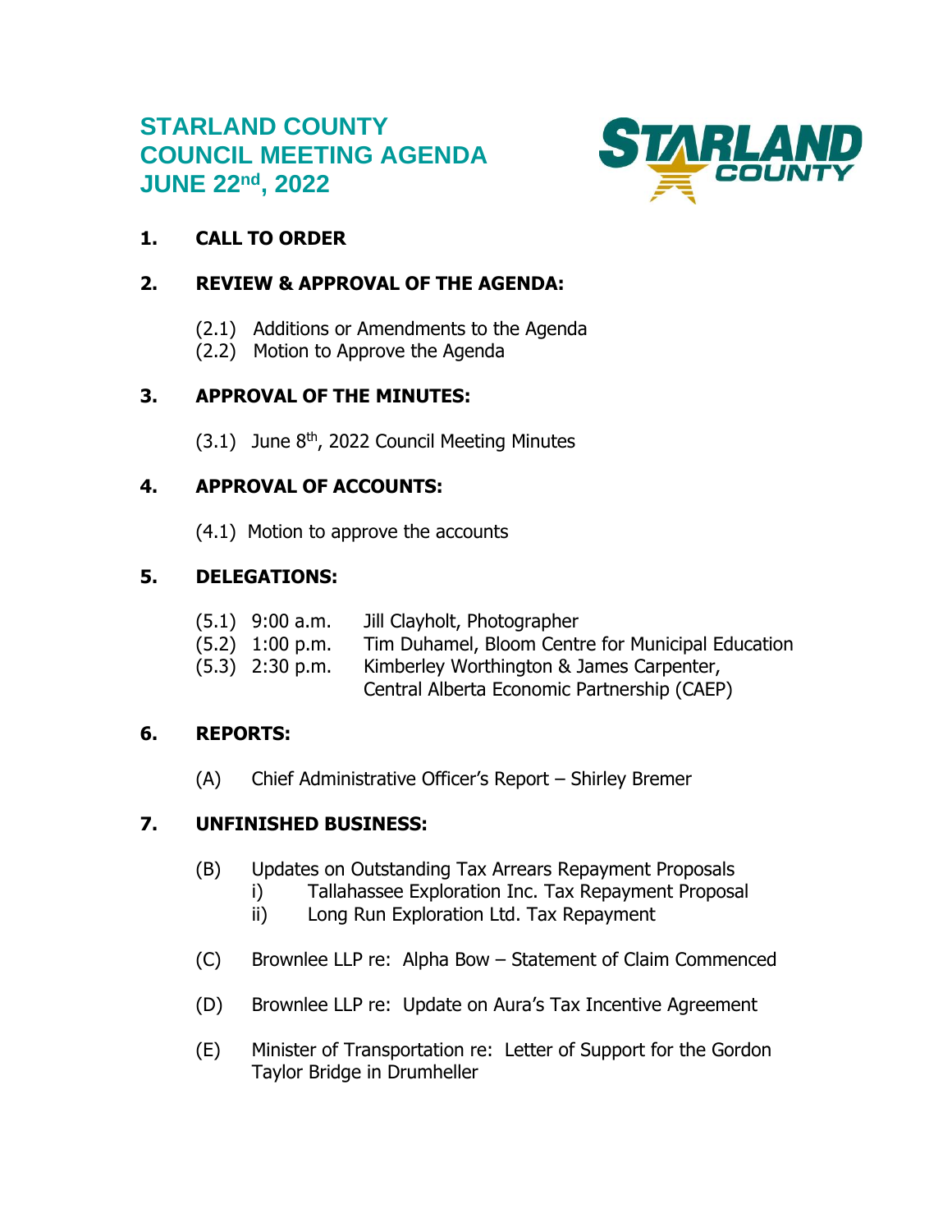# STARLAND COUNTY
# COUNCIL MEETING AGENDA
# JUNE 22nd, 2022

## 1. CALL TO ORDER

## 2. REVIEW & APPROVAL OF THE AGENDA:

(2.1) Additions or Amendments to the Agenda
(2.2) Motion to Approve the Agenda

## 3. APPROVAL OF THE MINUTES:

(3.1) June 8th, 2022 Council Meeting Minutes

## 4. APPROVAL OF ACCOUNTS:

(4.1) Motion to approve the accounts

## 5. DELEGATIONS:

(5.1) 9:00 a.m. Jill Clayholt, Photographer
(5.2) 1:00 p.m. Tim Duhamel, Bloom Centre for Municipal Education
(5.3) 2:30 p.m. Kimberley Worthington & James Carpenter, Central Alberta Economic Partnership (CAEP)

## 6. REPORTS:

(A) Chief Administrative Officer's Report – Shirley Bremer

## 7. UNFINISHED BUSINESS:

(B) Updates on Outstanding Tax Arrears Repayment Proposals
  i) Tallahassee Exploration Inc. Tax Repayment Proposal
  ii) Long Run Exploration Ltd. Tax Repayment

(C) Brownlee LLP re: Alpha Bow – Statement of Claim Commenced

(D) Brownlee LLP re: Update on Aura's Tax Incentive Agreement

(E) Minister of Transportation re: Letter of Support for the Gordon Taylor Bridge in Drumheller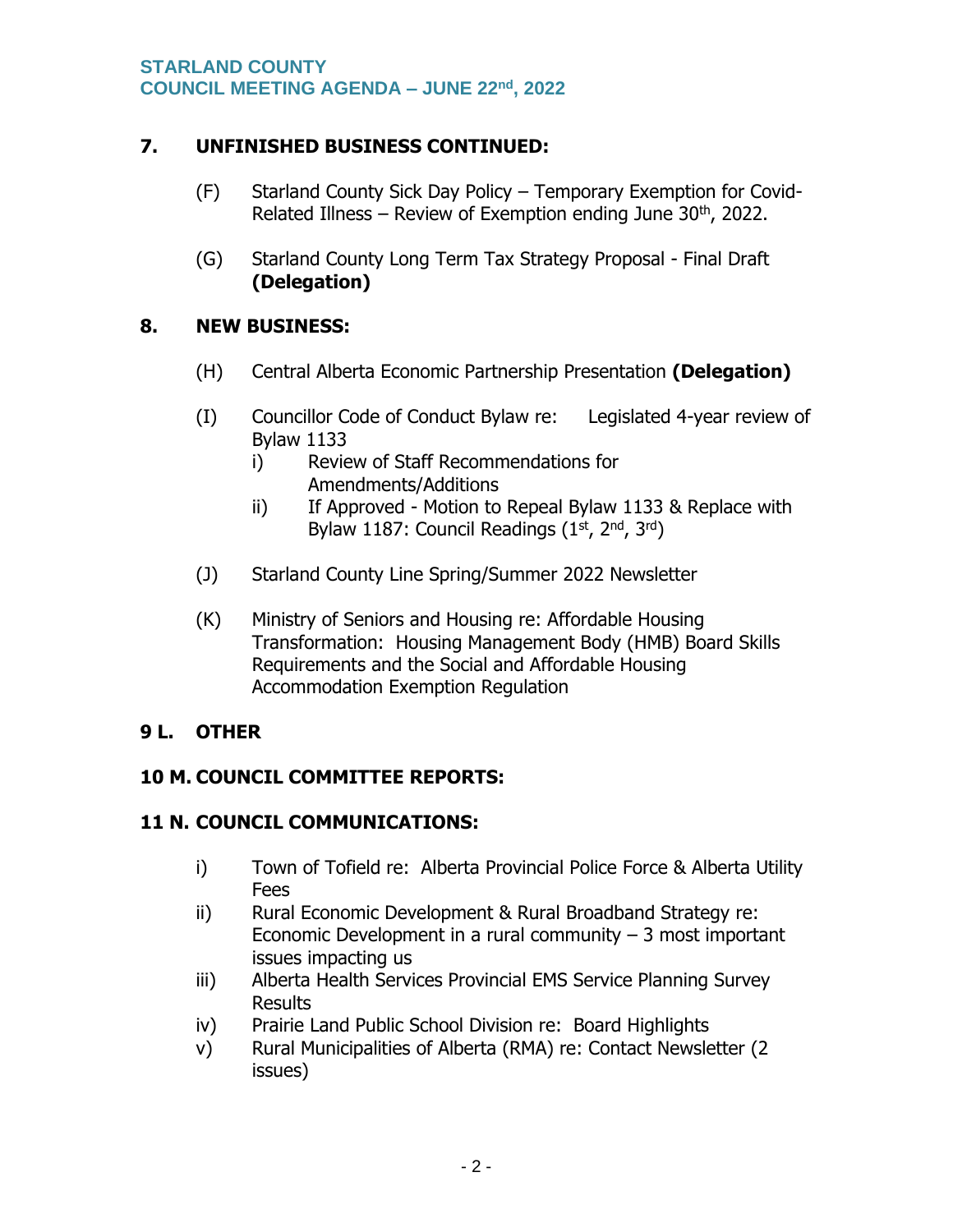## 7. UNFINISHED BUSINESS CONTINUED:

(F) Starland County Sick Day Policy – Temporary Exemption for Covid-Related Illness – Review of Exemption ending June 30th, 2022.

(G) Starland County Long Term Tax Strategy Proposal - Final Draft **(Delegation)**

## 8. NEW BUSINESS:

(H) Central Alberta Economic Partnership Presentation **(Delegation)**

(I) Councillor Code of Conduct Bylaw re: Legislated 4-year review of Bylaw 1133
- i) Review of Staff Recommendations for Amendments/Additions
- ii) If Approved - Motion to Repeal Bylaw 1133 & Replace with Bylaw 1187: Council Readings (1st, 2nd, 3rd)

(J) Starland County Line Spring/Summer 2022 Newsletter

(K) Ministry of Seniors and Housing re: Affordable Housing Transformation: Housing Management Body (HMB) Board Skills Requirements and the Social and Affordable Housing Accommodation Exemption Regulation

## 9 L. OTHER

## 10 M. COUNCIL COMMITTEE REPORTS:

## 11 N. COUNCIL COMMUNICATIONS:

- i) Town of Tofield re: Alberta Provincial Police Force & Alberta Utility Fees
- ii) Rural Economic Development & Rural Broadband Strategy re: Economic Development in a rural community – 3 most important issues impacting us
- iii) Alberta Health Services Provincial EMS Service Planning Survey Results
- iv) Prairie Land Public School Division re: Board Highlights
- v) Rural Municipalities of Alberta (RMA) re: Contact Newsletter (2 issues)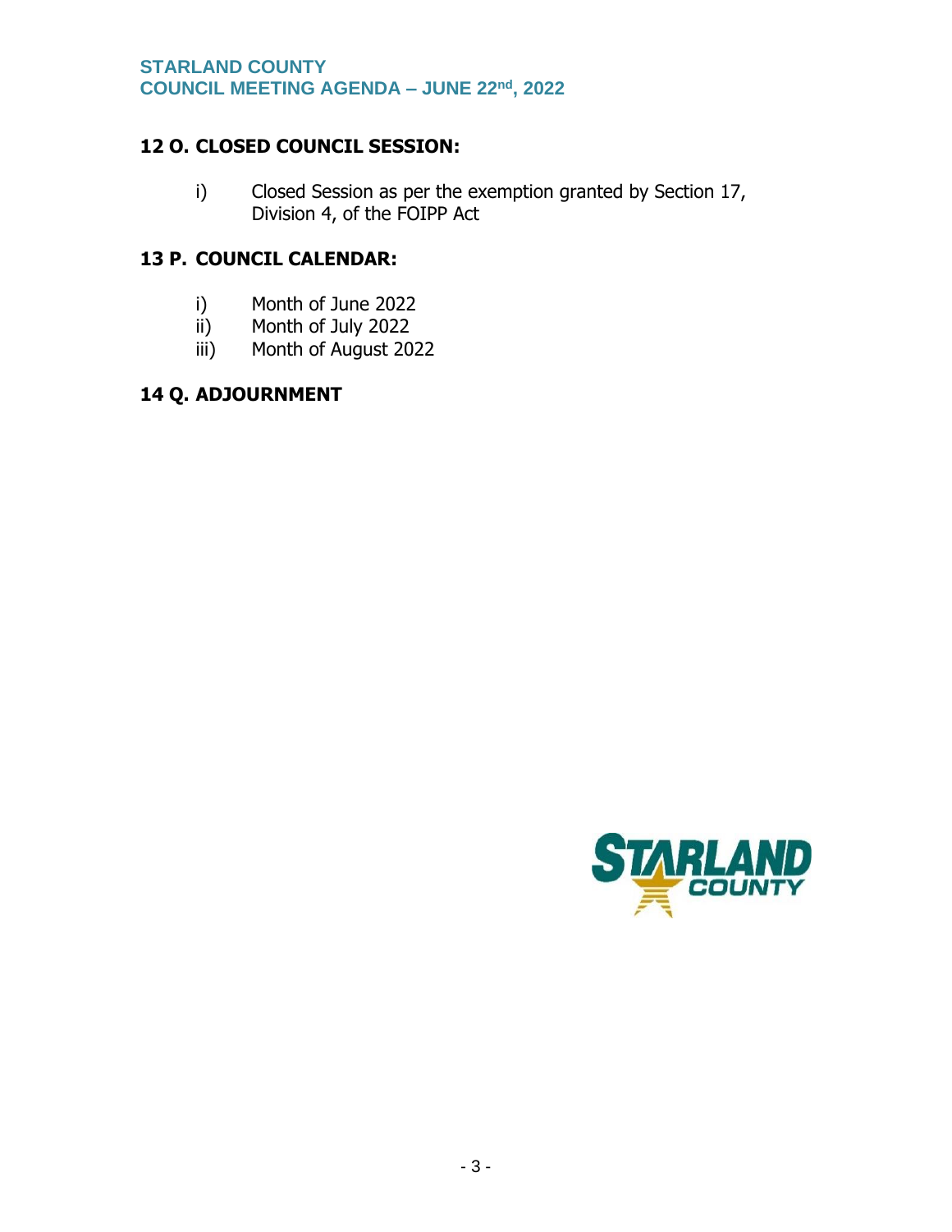## 12 O. CLOSED COUNCIL SESSION:

i) Closed Session as per the exemption granted by Section 17, Division 4, of the FOIPP Act

## 13 P. COUNCIL CALENDAR:

i) Month of June 2022
ii) Month of July 2022
iii) Month of August 2022

## 14 Q. ADJOURNMENT